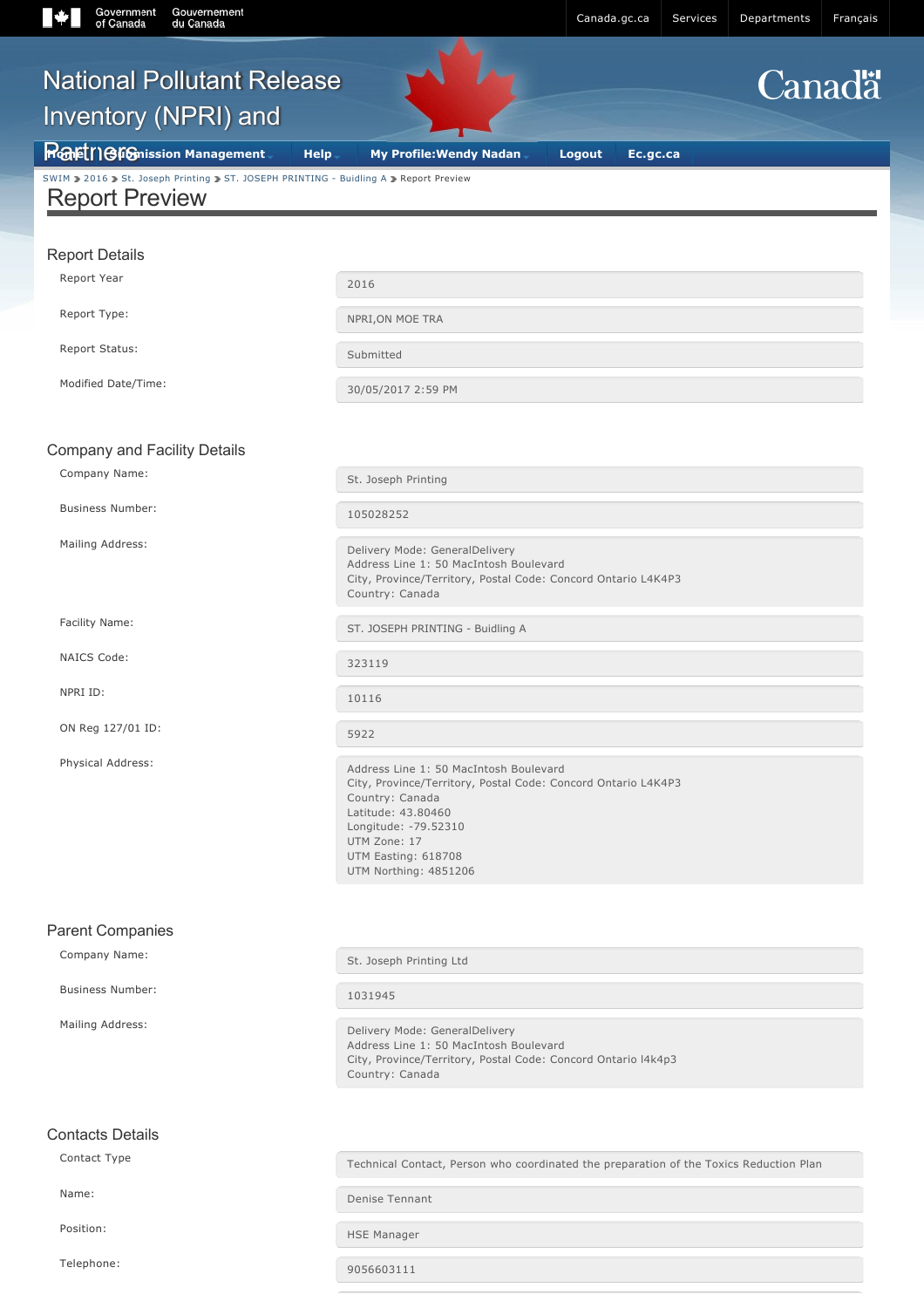# National Pollutant Release Inventory (NPRI) and Partners

SWIM > 2016 > St. Joseph Printing > ST. JOSEPH PRINTING - Buidling A > Report Preview

## Report Preview

### Report Details

| | |
|---|---|
| Report Year | 2016 |
| Report Type: | NPRI,ON MOE TRA |
| Report Status: | Submitted |
| Modified Date/Time: | 30/05/2017 2:59 PM |

### Company and Facility Details

| | |
|---|---|
| Company Name: | St. Joseph Printing |
| Business Number: | 105028252 |
| Mailing Address: | Delivery Mode: GeneralDelivery<br>Address Line 1: 50 MacIntosh Boulevard<br>City, Province/Territory, Postal Code: Concord Ontario L4K4P3<br>Country: Canada |
| Facility Name: | ST. JOSEPH PRINTING - Buidling A |
| NAICS Code: | 323119 |
| NPRI ID: | 10116 |
| ON Reg 127/01 ID: | 5922 |
| Physical Address: | Address Line 1: 50 MacIntosh Boulevard<br>City, Province/Territory, Postal Code: Concord Ontario L4K4P3<br>Country: Canada<br>Latitude: 43.80460<br>Longitude: -79.52310<br>UTM Zone: 17<br>UTM Easting: 618708<br>UTM Northing: 4851206 |

### Parent Companies

| | |
|---|---|
| Company Name: | St. Joseph Printing Ltd |
| Business Number: | 1031945 |
| Mailing Address: | Delivery Mode: GeneralDelivery<br>Address Line 1: 50 MacIntosh Boulevard<br>City, Province/Territory, Postal Code: Concord Ontario l4k4p3<br>Country: Canada |

### Contacts Details

| | |
|---|---|
| Contact Type | Technical Contact, Person who coordinated the preparation of the Toxics Reduction Plan |
| Name: | Denise Tennant |
| Position: | HSE Manager |
| Telephone: | 9056603111 |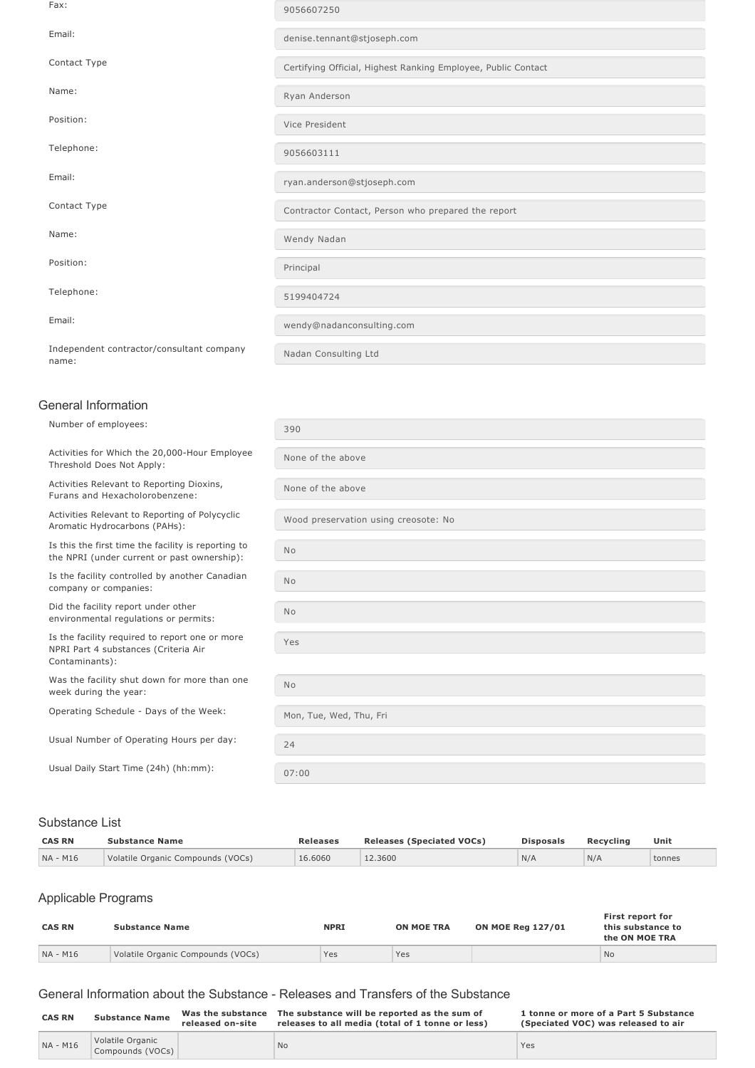| | |
|---|---|
| Fax: | 9056607250 |
| Email: | denise.tennant@stjoseph.com |
| Contact Type | Certifying Official, Highest Ranking Employee, Public Contact |
| Name: | Ryan Anderson |
| Position: | Vice President |
| Telephone: | 9056603111 |
| Email: | ryan.anderson@stjoseph.com |
| Contact Type | Contractor Contact, Person who prepared the report |
| Name: | Wendy Nadan |
| Position: | Principal |
| Telephone: | 5199404724 |
| Email: | wendy@nadanconsulting.com |
| Independent contractor/consultant company name: | Nadan Consulting Ltd |

## General Information

| | |
|---|---|
| Number of employees: | 390 |
| Activities for Which the 20,000-Hour Employee Threshold Does Not Apply: | None of the above |
| Activities Relevant to Reporting Dioxins, Furans and Hexacholorobenzene: | None of the above |
| Activities Relevant to Reporting of Polycyclic Aromatic Hydrocarbons (PAHs): | Wood preservation using creosote: No |
| Is this the first time the facility is reporting to the NPRI (under current or past ownership): | No |
| Is the facility controlled by another Canadian company or companies: | No |
| Did the facility report under other environmental regulations or permits: | No |
| Is the facility required to report one or more NPRI Part 4 substances (Criteria Air Contaminants): | Yes |
| Was the facility shut down for more than one week during the year: | No |
| Operating Schedule - Days of the Week: | Mon, Tue, Wed, Thu, Fri |
| Usual Number of Operating Hours per day: | 24 |
| Usual Daily Start Time (24h) (hh:mm): | 07:00 |

## Substance List

| CAS RN | Substance Name | Releases | Releases (Speciated VOCs) | Disposals | Recycling | Unit |
|---|---|---|---|---|---|---|
| NA - M16 | Volatile Organic Compounds (VOCs) | 16.6060 | 12.3600 | N/A | N/A | tonnes |

## Applicable Programs

| CAS RN | Substance Name | NPRI | ON MOE TRA | ON MOE Reg 127/01 | First report for this substance to the ON MOE TRA |
|---|---|---|---|---|---|
| NA - M16 | Volatile Organic Compounds (VOCs) | Yes | Yes | | No |

## General Information about the Substance - Releases and Transfers of the Substance

| CAS RN | Substance Name | Was the substance released on-site | The substance will be reported as the sum of releases to all media (total of 1 tonne or less) | 1 tonne or more of a Part 5 Substance (Speciated VOC) was released to air |
|---|---|---|---|---|
| NA - M16 | Volatile Organic Compounds (VOCs) | | No | Yes |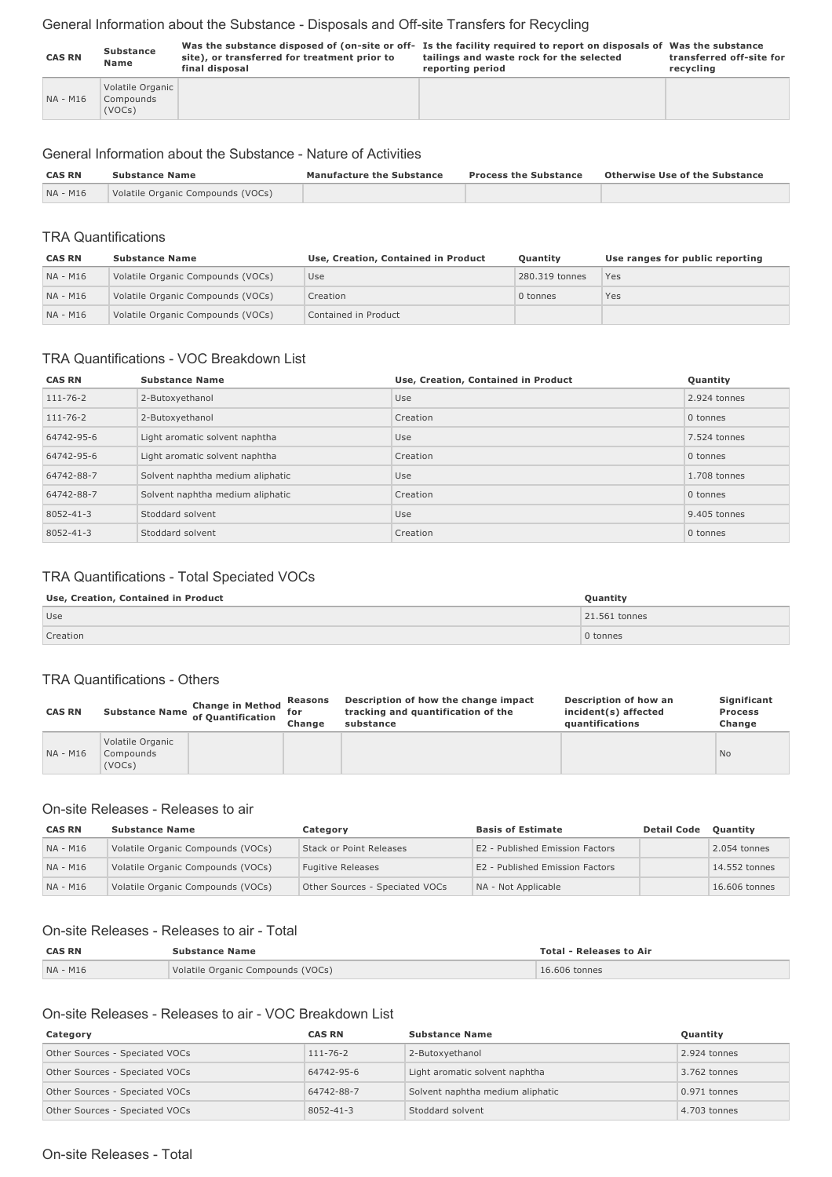### General Information about the Substance - Disposals and Off-site Transfers for Recycling

| CAS RN | Substance Name | Was the substance disposed of (on-site or off-site), or transferred for treatment prior to final disposal | Is the facility required to report on disposals of tailings and waste rock for the selected reporting period | Was the substance transferred off-site for recycling |
|---|---|---|---|---|
| NA - M16 | Volatile Organic Compounds (VOCs) | | | |

### General Information about the Substance - Nature of Activities

| CAS RN | Substance Name | Manufacture the Substance | Process the Substance | Otherwise Use of the Substance |
|---|---|---|---|---|
| NA - M16 | Volatile Organic Compounds (VOCs) | | | |

### TRA Quantifications

| CAS RN | Substance Name | Use, Creation, Contained in Product | Quantity | Use ranges for public reporting |
|---|---|---|---|---|
| NA - M16 | Volatile Organic Compounds (VOCs) | Use | 280.319 tonnes | Yes |
| NA - M16 | Volatile Organic Compounds (VOCs) | Creation | 0 tonnes | Yes |
| NA - M16 | Volatile Organic Compounds (VOCs) | Contained in Product | | |

### TRA Quantifications - VOC Breakdown List

| CAS RN | Substance Name | Use, Creation, Contained in Product | Quantity |
|---|---|---|---|
| 111-76-2 | 2-Butoxyethanol | Use | 2.924 tonnes |
| 111-76-2 | 2-Butoxyethanol | Creation | 0 tonnes |
| 64742-95-6 | Light aromatic solvent naphtha | Use | 7.524 tonnes |
| 64742-95-6 | Light aromatic solvent naphtha | Creation | 0 tonnes |
| 64742-88-7 | Solvent naphtha medium aliphatic | Use | 1.708 tonnes |
| 64742-88-7 | Solvent naphtha medium aliphatic | Creation | 0 tonnes |
| 8052-41-3 | Stoddard solvent | Use | 9.405 tonnes |
| 8052-41-3 | Stoddard solvent | Creation | 0 tonnes |

### TRA Quantifications - Total Speciated VOCs

| Use, Creation, Contained in Product | Quantity |
|---|---|
| Use | 21.561 tonnes |
| Creation | 0 tonnes |

### TRA Quantifications - Others

| CAS RN | Substance Name | Change in Method of Quantification | Reasons for Change | Description of how the change impact tracking and quantification of the substance | Description of how an incident(s) affected quantifications | Significant Process Change |
|---|---|---|---|---|---|---|
| NA - M16 | Volatile Organic Compounds (VOCs) | | | | | No |

### On-site Releases - Releases to air

| CAS RN | Substance Name | Category | Basis of Estimate | Detail Code | Quantity |
|---|---|---|---|---|---|
| NA - M16 | Volatile Organic Compounds (VOCs) | Stack or Point Releases | E2 - Published Emission Factors | | 2.054 tonnes |
| NA - M16 | Volatile Organic Compounds (VOCs) | Fugitive Releases | E2 - Published Emission Factors | | 14.552 tonnes |
| NA - M16 | Volatile Organic Compounds (VOCs) | Other Sources - Speciated VOCs | NA - Not Applicable | | 16.606 tonnes |

### On-site Releases - Releases to air - Total

| CAS RN | Substance Name | Total - Releases to Air |
|---|---|---|
| NA - M16 | Volatile Organic Compounds (VOCs) | 16.606 tonnes |

### On-site Releases - Releases to air - VOC Breakdown List

| Category | CAS RN | Substance Name | Quantity |
|---|---|---|---|
| Other Sources - Speciated VOCs | 111-76-2 | 2-Butoxyethanol | 2.924 tonnes |
| Other Sources - Speciated VOCs | 64742-95-6 | Light aromatic solvent naphtha | 3.762 tonnes |
| Other Sources - Speciated VOCs | 64742-88-7 | Solvent naphtha medium aliphatic | 0.971 tonnes |
| Other Sources - Speciated VOCs | 8052-41-3 | Stoddard solvent | 4.703 tonnes |

### On-site Releases - Total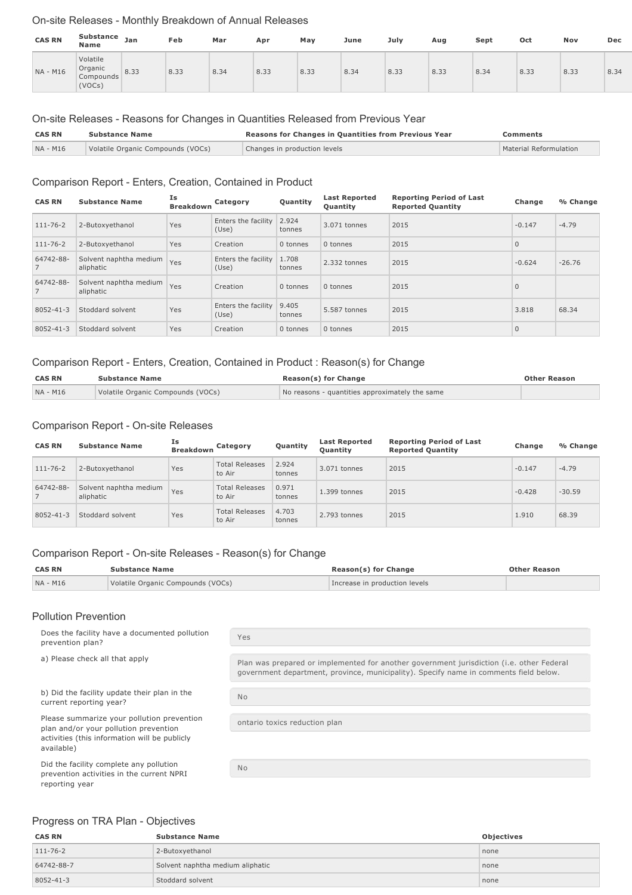### On-site Releases - Monthly Breakdown of Annual Releases

| CAS RN | Substance Name | Jan | Feb | Mar | Apr | May | June | July | Aug | Sept | Oct | Nov | Dec |
|---|---|---|---|---|---|---|---|---|---|---|---|---|---|
| NA - M16 | Volatile Organic Compounds (VOCs) | 8.33 | 8.33 | 8.34 | 8.33 | 8.33 | 8.34 | 8.33 | 8.33 | 8.34 | 8.33 | 8.33 | 8.34 |

### On-site Releases - Reasons for Changes in Quantities Released from Previous Year

| CAS RN | Substance Name | Reasons for Changes in Quantities from Previous Year | Comments |
|---|---|---|---|
| NA - M16 | Volatile Organic Compounds (VOCs) | Changes in production levels | Material Reformulation |

### Comparison Report - Enters, Creation, Contained in Product

| CAS RN | Substance Name | Is Breakdown | Category | Quantity | Last Reported Quantity | Reporting Period of Last Reported Quantity | Change | % Change |
|---|---|---|---|---|---|---|---|---|
| 111-76-2 | 2-Butoxyethanol | Yes | Enters the facility (Use) | 2.924 tonnes | 3.071 tonnes | 2015 | -0.147 | -4.79 |
| 111-76-2 | 2-Butoxyethanol | Yes | Creation | 0 tonnes | 0 tonnes | 2015 | 0 | |
| 64742-88-7 | Solvent naphtha medium aliphatic | Yes | Enters the facility (Use) | 1.708 tonnes | 2.332 tonnes | 2015 | -0.624 | -26.76 |
| 64742-88-7 | Solvent naphtha medium aliphatic | Yes | Creation | 0 tonnes | 0 tonnes | 2015 | 0 | |
| 8052-41-3 | Stoddard solvent | Yes | Enters the facility (Use) | 9.405 tonnes | 5.587 tonnes | 2015 | 3.818 | 68.34 |
| 8052-41-3 | Stoddard solvent | Yes | Creation | 0 tonnes | 0 tonnes | 2015 | 0 | |

### Comparison Report - Enters, Creation, Contained in Product : Reason(s) for Change

| CAS RN | Substance Name | Reason(s) for Change | Other Reason |
|---|---|---|---|
| NA - M16 | Volatile Organic Compounds (VOCs) | No reasons - quantities approximately the same | |

### Comparison Report - On-site Releases

| CAS RN | Substance Name | Is Breakdown | Category | Quantity | Last Reported Quantity | Reporting Period of Last Reported Quantity | Change | % Change |
|---|---|---|---|---|---|---|---|---|
| 111-76-2 | 2-Butoxyethanol | Yes | Total Releases to Air | 2.924 tonnes | 3.071 tonnes | 2015 | -0.147 | -4.79 |
| 64742-88-7 | Solvent naphtha medium aliphatic | Yes | Total Releases to Air | 0.971 tonnes | 1.399 tonnes | 2015 | -0.428 | -30.59 |
| 8052-41-3 | Stoddard solvent | Yes | Total Releases to Air | 4.703 tonnes | 2.793 tonnes | 2015 | 1.910 | 68.39 |

### Comparison Report - On-site Releases - Reason(s) for Change

| CAS RN | Substance Name | Reason(s) for Change | Other Reason |
|---|---|---|---|
| NA - M16 | Volatile Organic Compounds (VOCs) | Increase in production levels | |

### Pollution Prevention

| | |
|---|---|
| Does the facility have a documented pollution prevention plan? | Yes |
| a) Please check all that apply | Plan was prepared or implemented for another government jurisdiction (i.e. other Federal government department, province, municipality). Specify name in comments field below. |
| b) Did the facility update their plan in the current reporting year? | No |
| Please summarize your pollution prevention plan and/or your pollution prevention activities (this information will be publicly available) | ontario toxics reduction plan |
| Did the facility complete any pollution prevention activities in the current NPRI reporting year | No |

### Progress on TRA Plan - Objectives

| CAS RN | Substance Name | Objectives |
|---|---|---|
| 111-76-2 | 2-Butoxyethanol | none |
| 64742-88-7 | Solvent naphtha medium aliphatic | none |
| 8052-41-3 | Stoddard solvent | none |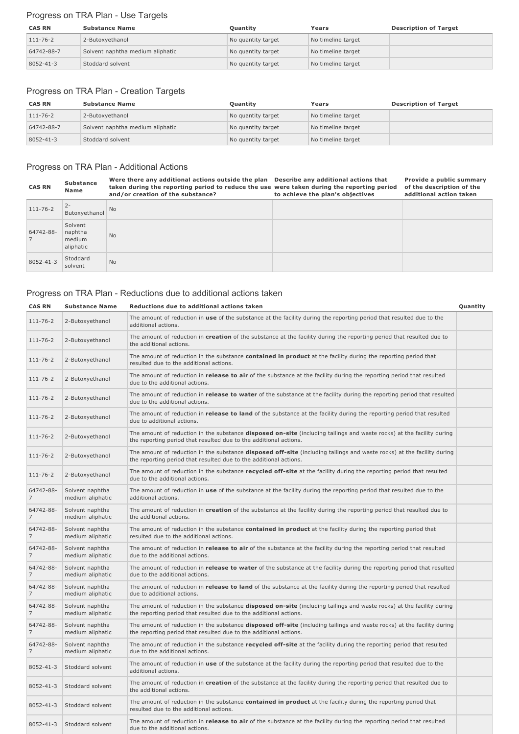## Progress on TRA Plan - Use Targets

| CAS RN | Substance Name | Quantity | Years | Description of Target |
|---|---|---|---|---|
| 111-76-2 | 2-Butoxyethanol | No quantity target | No timeline target | |
| 64742-88-7 | Solvent naphtha medium aliphatic | No quantity target | No timeline target | |
| 8052-41-3 | Stoddard solvent | No quantity target | No timeline target | |

## Progress on TRA Plan - Creation Targets

| CAS RN | Substance Name | Quantity | Years | Description of Target |
|---|---|---|---|---|
| 111-76-2 | 2-Butoxyethanol | No quantity target | No timeline target | |
| 64742-88-7 | Solvent naphtha medium aliphatic | No quantity target | No timeline target | |
| 8052-41-3 | Stoddard solvent | No quantity target | No timeline target | |

## Progress on TRA Plan - Additional Actions

| CAS RN | Substance Name | Were there any additional actions outside the plan taken during the reporting period to reduce the use and/or creation of the substance? | Describe any additional actions that were taken during the reporting period to achieve the plan's objectives | Provide a public summary of the description of the additional action taken |
|---|---|---|---|---|
| 111-76-2 | 2-Butoxyethanol | No | | |
| 64742-88-7 | Solvent naphtha medium aliphatic | No | | |
| 8052-41-3 | Stoddard solvent | No | | |

## Progress on TRA Plan - Reductions due to additional actions taken

| CAS RN | Substance Name | Reductions due to additional actions taken | Quantity |
|---|---|---|---|
| 111-76-2 | 2-Butoxyethanol | The amount of reduction in **use** of the substance at the facility during the reporting period that resulted due to the additional actions. | |
| 111-76-2 | 2-Butoxyethanol | The amount of reduction in **creation** of the substance at the facility during the reporting period that resulted due to the additional actions. | |
| 111-76-2 | 2-Butoxyethanol | The amount of reduction in the substance **contained in product** at the facility during the reporting period that resulted due to the additional actions. | |
| 111-76-2 | 2-Butoxyethanol | The amount of reduction in **release to air** of the substance at the facility during the reporting period that resulted due to the additional actions. | |
| 111-76-2 | 2-Butoxyethanol | The amount of reduction in **release to water** of the substance at the facility during the reporting period that resulted due to the additional actions. | |
| 111-76-2 | 2-Butoxyethanol | The amount of reduction in **release to land** of the substance at the facility during the reporting period that resulted due to additional actions. | |
| 111-76-2 | 2-Butoxyethanol | The amount of reduction in the substance **disposed on-site** (including tailings and waste rocks) at the facility during the reporting period that resulted due to the additional actions. | |
| 111-76-2 | 2-Butoxyethanol | The amount of reduction in the substance **disposed off-site** (including tailings and waste rocks) at the facility during the reporting period that resulted due to the additional actions. | |
| 111-76-2 | 2-Butoxyethanol | The amount of reduction in the substance **recycled off-site** at the facility during the reporting period that resulted due to the additional actions. | |
| 64742-88-7 | Solvent naphtha medium aliphatic | The amount of reduction in **use** of the substance at the facility during the reporting period that resulted due to the additional actions. | |
| 64742-88-7 | Solvent naphtha medium aliphatic | The amount of reduction in **creation** of the substance at the facility during the reporting period that resulted due to the additional actions. | |
| 64742-88-7 | Solvent naphtha medium aliphatic | The amount of reduction in the substance **contained in product** at the facility during the reporting period that resulted due to the additional actions. | |
| 64742-88-7 | Solvent naphtha medium aliphatic | The amount of reduction in **release to air** of the substance at the facility during the reporting period that resulted due to the additional actions. | |
| 64742-88-7 | Solvent naphtha medium aliphatic | The amount of reduction in **release to water** of the substance at the facility during the reporting period that resulted due to the additional actions. | |
| 64742-88-7 | Solvent naphtha medium aliphatic | The amount of reduction in **release to land** of the substance at the facility during the reporting period that resulted due to additional actions. | |
| 64742-88-7 | Solvent naphtha medium aliphatic | The amount of reduction in the substance **disposed on-site** (including tailings and waste rocks) at the facility during the reporting period that resulted due to the additional actions. | |
| 64742-88-7 | Solvent naphtha medium aliphatic | The amount of reduction in the substance **disposed off-site** (including tailings and waste rocks) at the facility during the reporting period that resulted due to the additional actions. | |
| 64742-88-7 | Solvent naphtha medium aliphatic | The amount of reduction in the substance **recycled off-site** at the facility during the reporting period that resulted due to the additional actions. | |
| 8052-41-3 | Stoddard solvent | The amount of reduction in **use** of the substance at the facility during the reporting period that resulted due to the additional actions. | |
| 8052-41-3 | Stoddard solvent | The amount of reduction in **creation** of the substance at the facility during the reporting period that resulted due to the additional actions. | |
| 8052-41-3 | Stoddard solvent | The amount of reduction in the substance **contained in product** at the facility during the reporting period that resulted due to the additional actions. | |
| 8052-41-3 | Stoddard solvent | The amount of reduction in **release to air** of the substance at the facility during the reporting period that resulted due to the additional actions. | |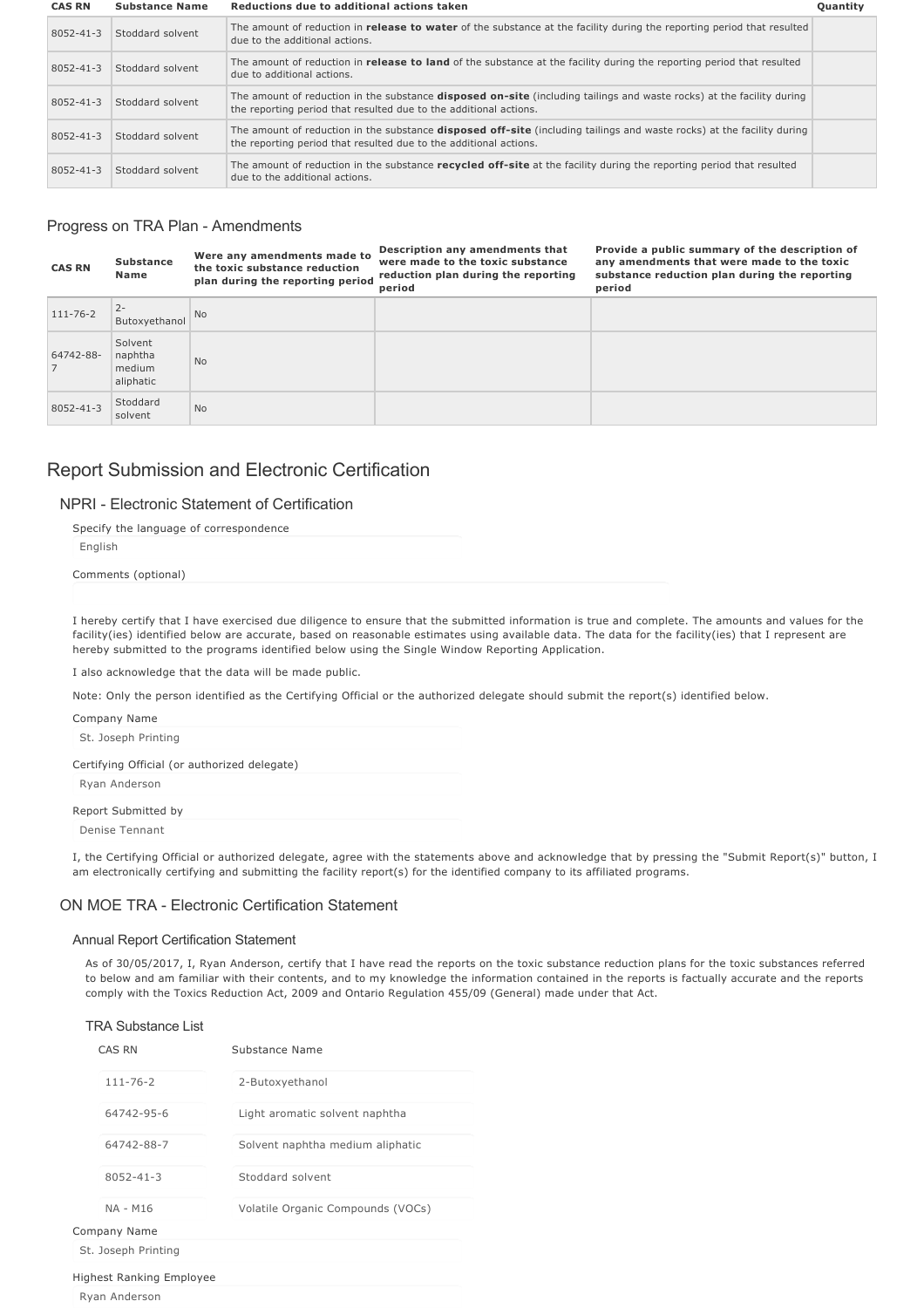| CAS RN | Substance Name | Reductions due to additional actions taken | Quantity |
|---|---|---|---|
| 8052-41-3 | Stoddard solvent | The amount of reduction in **release to water** of the substance at the facility during the reporting period that resulted due to the additional actions. | |
| 8052-41-3 | Stoddard solvent | The amount of reduction in **release to land** of the substance at the facility during the reporting period that resulted due to additional actions. | |
| 8052-41-3 | Stoddard solvent | The amount of reduction in the substance **disposed on-site** (including tailings and waste rocks) at the facility during the reporting period that resulted due to the additional actions. | |
| 8052-41-3 | Stoddard solvent | The amount of reduction in the substance **disposed off-site** (including tailings and waste rocks) at the facility during the reporting period that resulted due to the additional actions. | |
| 8052-41-3 | Stoddard solvent | The amount of reduction in the substance **recycled off-site** at the facility during the reporting period that resulted due to the additional actions. | |

### Progress on TRA Plan - Amendments

| CAS RN | Substance Name | Were any amendments made to the toxic substance reduction plan during the reporting period | Description any amendments that were made to the toxic substance reduction plan during the reporting period | Provide a public summary of the description of any amendments that were made to the toxic substance reduction plan during the reporting period |
|---|---|---|---|---|
| 111-76-2 | 2-Butoxyethanol | No | | |
| 64742-88-7 | Solvent naphtha medium aliphatic | No | | |
| 8052-41-3 | Stoddard solvent | No | | |

## Report Submission and Electronic Certification

### NPRI - Electronic Statement of Certification

Specify the language of correspondence

English

Comments (optional)

I hereby certify that I have exercised due diligence to ensure that the submitted information is true and complete. The amounts and values for the facility(ies) identified below are accurate, based on reasonable estimates using available data. The data for the facility(ies) that I represent are hereby submitted to the programs identified below using the Single Window Reporting Application.

I also acknowledge that the data will be made public.

Note: Only the person identified as the Certifying Official or the authorized delegate should submit the report(s) identified below.

Company Name

St. Joseph Printing

Certifying Official (or authorized delegate)

Ryan Anderson

Report Submitted by

Denise Tennant

I, the Certifying Official or authorized delegate, agree with the statements above and acknowledge that by pressing the "Submit Report(s)" button, I am electronically certifying and submitting the facility report(s) for the identified company to its affiliated programs.

### ON MOE TRA - Electronic Certification Statement

#### Annual Report Certification Statement

As of 30/05/2017, I, Ryan Anderson, certify that I have read the reports on the toxic substance reduction plans for the toxic substances referred to below and am familiar with their contents, and to my knowledge the information contained in the reports is factually accurate and the reports comply with the Toxics Reduction Act, 2009 and Ontario Regulation 455/09 (General) made under that Act.

#### TRA Substance List

| CAS RN | Substance Name |
|---|---|
| 111-76-2 | 2-Butoxyethanol |
| 64742-95-6 | Light aromatic solvent naphtha |
| 64742-88-7 | Solvent naphtha medium aliphatic |
| 8052-41-3 | Stoddard solvent |
| NA - M16 | Volatile Organic Compounds (VOCs) |

Company Name

St. Joseph Printing

Highest Ranking Employee

Ryan Anderson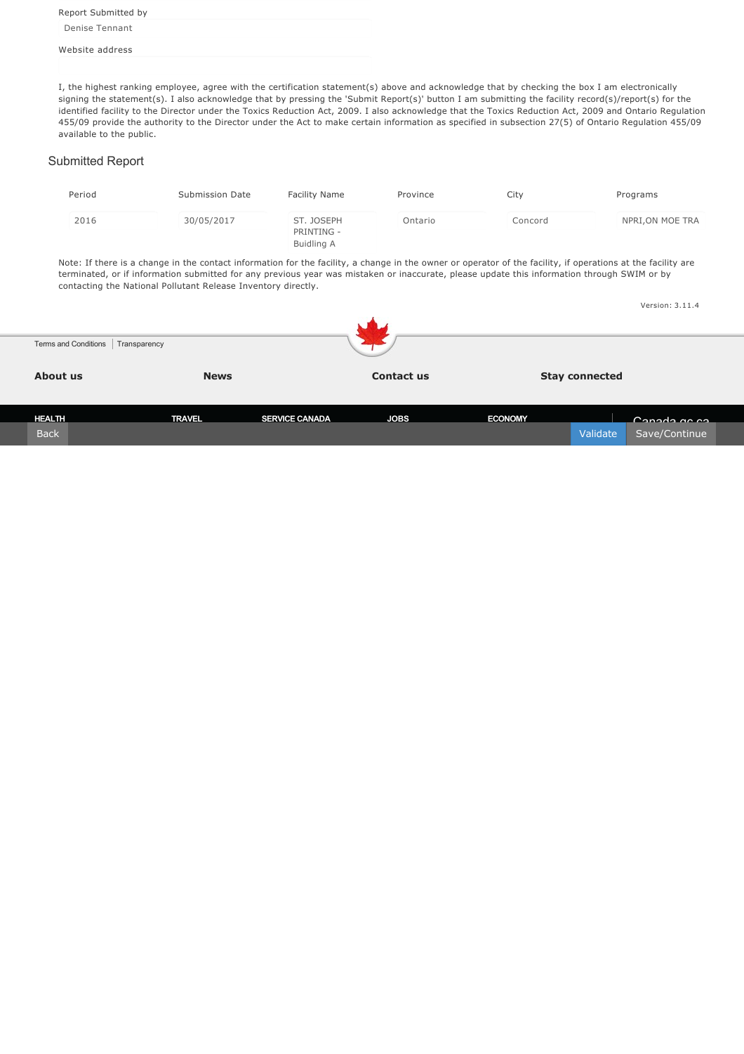Report Submitted by

Denise Tennant

Website address

I, the highest ranking employee, agree with the certification statement(s) above and acknowledge that by checking the box I am electronically signing the statement(s). I also acknowledge that by pressing the 'Submit Report(s)' button I am submitting the facility record(s)/report(s) for the identified facility to the Director under the Toxics Reduction Act, 2009. I also acknowledge that the Toxics Reduction Act, 2009 and Ontario Regulation 455/09 provide the authority to the Director under the Act to make certain information as specified in subsection 27(5) of Ontario Regulation 455/09 available to the public.

## Submitted Report

| Period | Submission Date | Facility Name | Province | City | Programs |
|---|---|---|---|---|---|
| 2016 | 30/05/2017 | ST. JOSEPH PRINTING - Buidling A | Ontario | Concord | NPRI,ON MOE TRA |

Note: If there is a change in the contact information for the facility, a change in the owner or operator of the facility, if operations at the facility are terminated, or if information submitted for any previous year was mistaken or inaccurate, please update this information through SWIM or by contacting the National Pollutant Release Inventory directly.

Version: 3.11.4

Terms and Conditions | Transparency

**About us** **News** **Contact us** **Stay connected**

HEALTH TRAVEL SERVICE CANADA JOBS ECONOMY Canada.gc.ca

Back Validate Save/Continue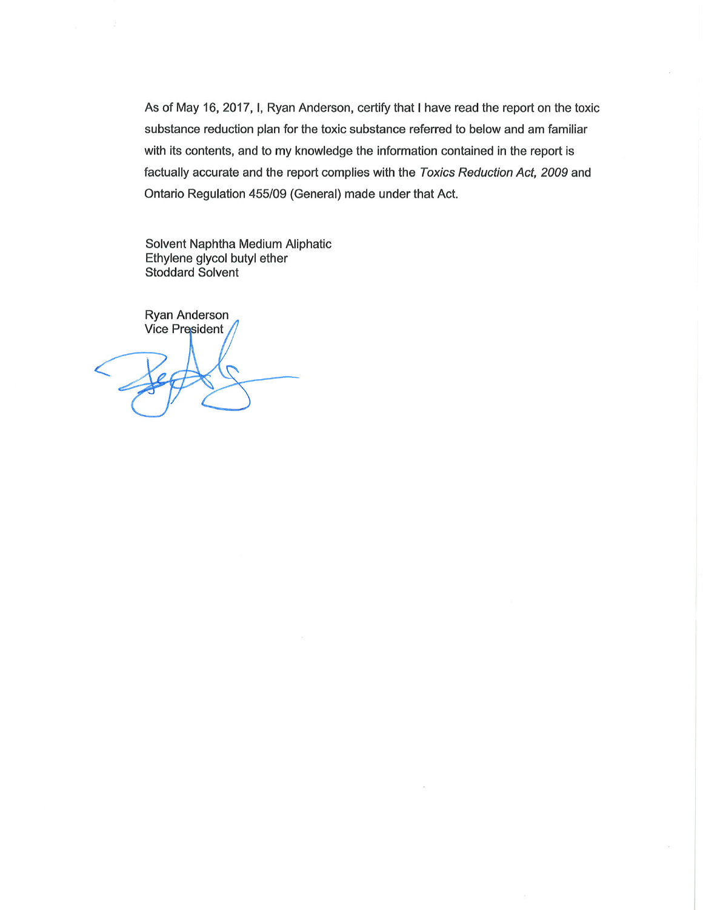As of May 16, 2017, I, Ryan Anderson, certify that I have read the report on the toxic substance reduction plan for the toxic substance referred to below and am familiar with its contents, and to my knowledge the information contained in the report is factually accurate and the report complies with the *Toxics Reduction Act, 2009* and Ontario Regulation 455/09 (General) made under that Act.

Solvent Naphtha Medium Aliphatic
Ethylene glycol butyl ether
Stoddard Solvent

Ryan Anderson
Vice President